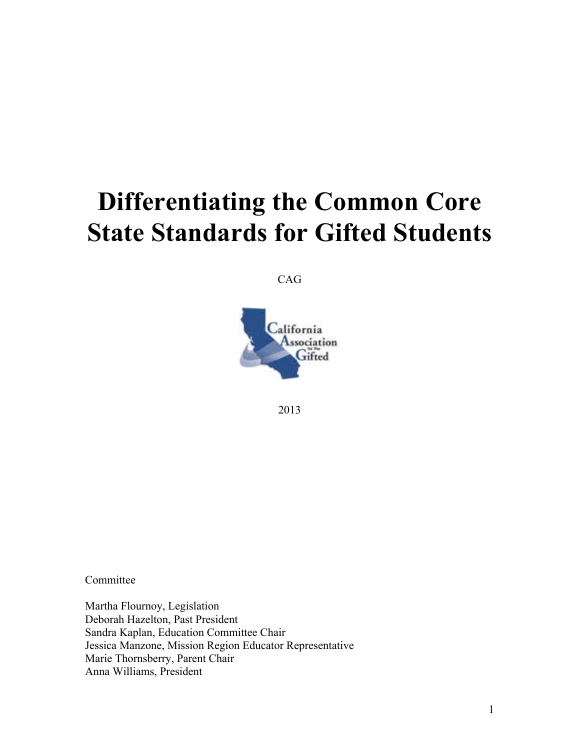# Differentiating the Common Core State Standards for Gifted Students

CAG

California Association for the Gifted

2013

Committee

Martha Flournoy, Legislation
Deborah Hazelton, Past President
Sandra Kaplan, Education Committee Chair
Jessica Manzone, Mission Region Educator Representative
Marie Thornsberry, Parent Chair
Anna Williams, President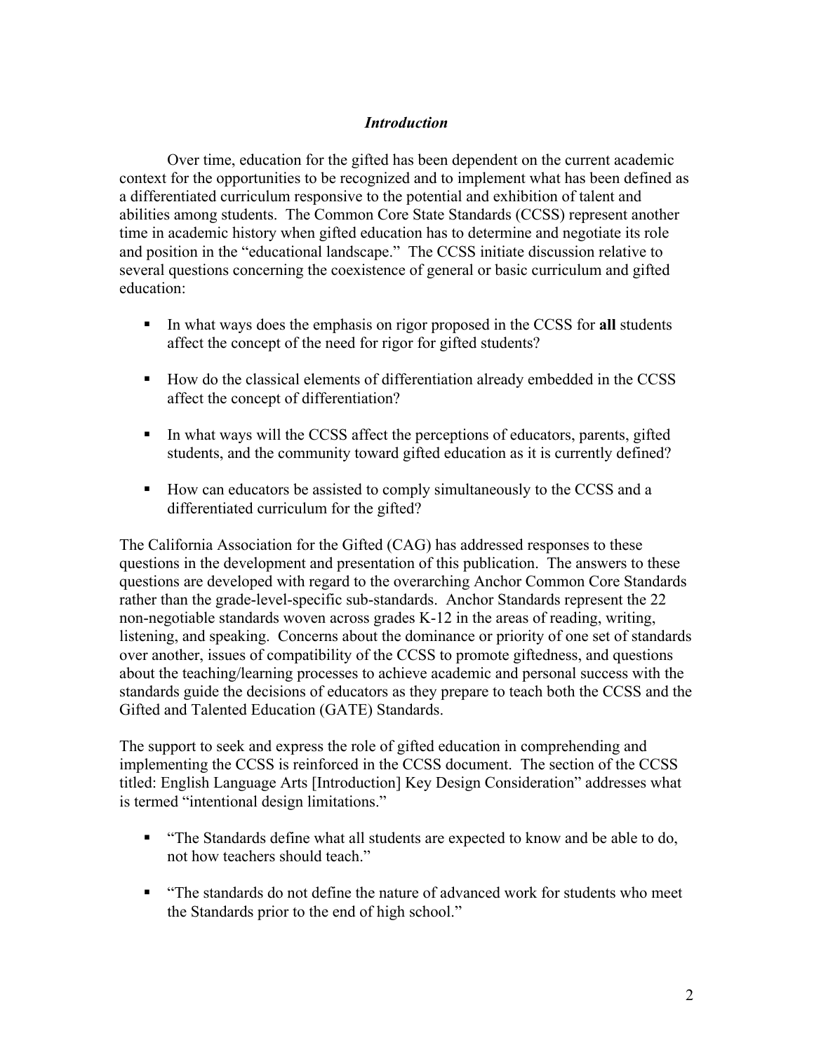## *Introduction*

Over time, education for the gifted has been dependent on the current academic context for the opportunities to be recognized and to implement what has been defined as a differentiated curriculum responsive to the potential and exhibition of talent and abilities among students. The Common Core State Standards (CCSS) represent another time in academic history when gifted education has to determine and negotiate its role and position in the "educational landscape." The CCSS initiate discussion relative to several questions concerning the coexistence of general or basic curriculum and gifted education:

- In what ways does the emphasis on rigor proposed in the CCSS for **all** students affect the concept of the need for rigor for gifted students?
- How do the classical elements of differentiation already embedded in the CCSS affect the concept of differentiation?
- In what ways will the CCSS affect the perceptions of educators, parents, gifted students, and the community toward gifted education as it is currently defined?
- How can educators be assisted to comply simultaneously to the CCSS and a differentiated curriculum for the gifted?

The California Association for the Gifted (CAG) has addressed responses to these questions in the development and presentation of this publication. The answers to these questions are developed with regard to the overarching Anchor Common Core Standards rather than the grade-level-specific sub-standards. Anchor Standards represent the 22 non-negotiable standards woven across grades K-12 in the areas of reading, writing, listening, and speaking. Concerns about the dominance or priority of one set of standards over another, issues of compatibility of the CCSS to promote giftedness, and questions about the teaching/learning processes to achieve academic and personal success with the standards guide the decisions of educators as they prepare to teach both the CCSS and the Gifted and Talented Education (GATE) Standards.

The support to seek and express the role of gifted education in comprehending and implementing the CCSS is reinforced in the CCSS document. The section of the CCSS titled: English Language Arts [Introduction] Key Design Consideration" addresses what is termed "intentional design limitations."

- "The Standards define what all students are expected to know and be able to do, not how teachers should teach."
- "The standards do not define the nature of advanced work for students who meet the Standards prior to the end of high school."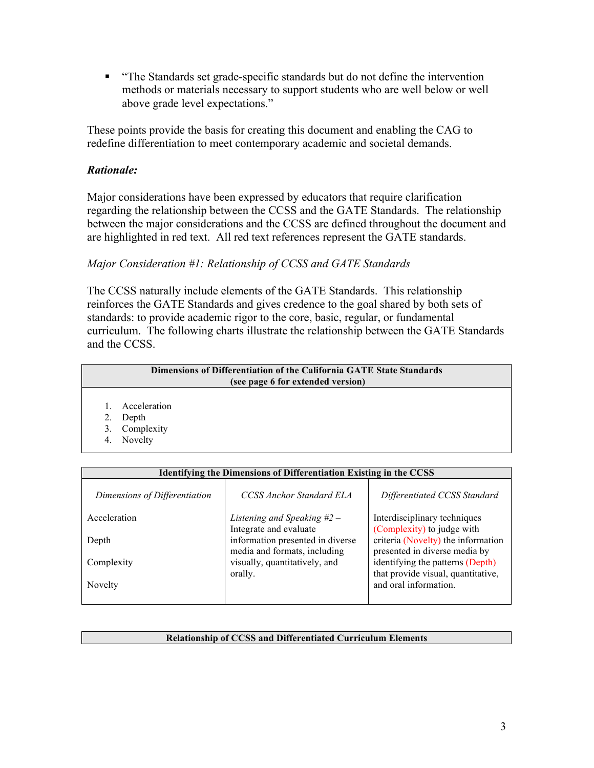- "The Standards set grade-specific standards but do not define the intervention methods or materials necessary to support students who are well below or well above grade level expectations."

These points provide the basis for creating this document and enabling the CAG to redefine differentiation to meet contemporary academic and societal demands.

***Rationale:***

Major considerations have been expressed by educators that require clarification regarding the relationship between the CCSS and the GATE Standards. The relationship between the major considerations and the CCSS are defined throughout the document and are highlighted in red text. All red text references represent the GATE standards.

*Major Consideration #1: Relationship of CCSS and GATE Standards*

The CCSS naturally include elements of the GATE Standards. This relationship reinforces the GATE Standards and gives credence to the goal shared by both sets of standards: to provide academic rigor to the core, basic, regular, or fundamental curriculum. The following charts illustrate the relationship between the GATE Standards and the CCSS.

| **Dimensions of Differentiation of the California GATE State Standards (see page 6 for extended version)** |
|---|
| 1. Acceleration<br>2. Depth<br>3. Complexity<br>4. Novelty |

| **Identifying the Dimensions of Differentiation Existing in the CCSS** | | |
|---|---|---|
| *Dimensions of Differentiation* | *CCSS Anchor Standard ELA* | *Differentiated CCSS Standard* |
| Acceleration<br><br>Depth<br><br>Complexity<br><br>Novelty | *Listening and Speaking #2 –* Integrate and evaluate information presented in diverse media and formats, including visually, quantitatively, and orally. | Interdisciplinary techniques (Complexity) to judge with criteria (Novelty) the information presented in diverse media by identifying the patterns (Depth) that provide visual, quantitative, and oral information. |

| **Relationship of CCSS and Differentiated Curriculum Elements** |
|---|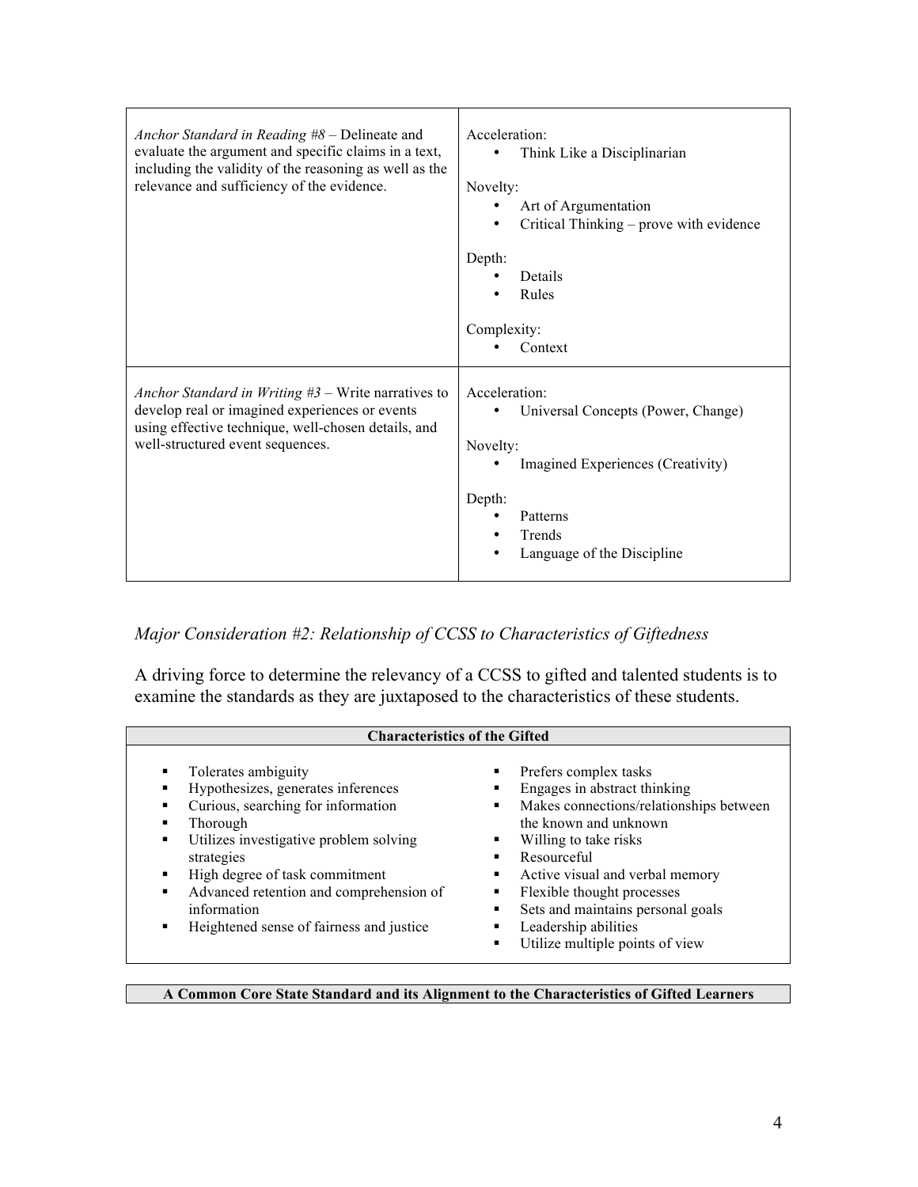| | |
|---|---|
| *Anchor Standard in Reading #8* – Delineate and evaluate the argument and specific claims in a text, including the validity of the reasoning as well as the relevance and sufficiency of the evidence. | Acceleration:<br>• Think Like a Disciplinarian<br><br>Novelty:<br>• Art of Argumentation<br>• Critical Thinking – prove with evidence<br><br>Depth:<br>• Details<br>• Rules<br><br>Complexity:<br>• Context |
| *Anchor Standard in Writing #3* – Write narratives to develop real or imagined experiences or events using effective technique, well-chosen details, and well-structured event sequences. | Acceleration:<br>• Universal Concepts (Power, Change)<br><br>Novelty:<br>• Imagined Experiences (Creativity)<br><br>Depth:<br>• Patterns<br>• Trends<br>• Language of the Discipline |

*Major Consideration #2: Relationship of CCSS to Characteristics of Giftedness*

A driving force to determine the relevancy of a CCSS to gifted and talented students is to examine the standards as they are juxtaposed to the characteristics of these students.

| **Characteristics of the Gifted** | |
|---|---|
| ▪ Tolerates ambiguity<br>▪ Hypothesizes, generates inferences<br>▪ Curious, searching for information<br>▪ Thorough<br>▪ Utilizes investigative problem solving strategies<br>▪ High degree of task commitment<br>▪ Advanced retention and comprehension of information<br>▪ Heightened sense of fairness and justice | ▪ Prefers complex tasks<br>▪ Engages in abstract thinking<br>▪ Makes connections/relationships between the known and unknown<br>▪ Willing to take risks<br>▪ Resourceful<br>▪ Active visual and verbal memory<br>▪ Flexible thought processes<br>▪ Sets and maintains personal goals<br>▪ Leadership abilities<br>▪ Utilize multiple points of view |

| **A Common Core State Standard and its Alignment to the Characteristics of Gifted Learners** |
|---|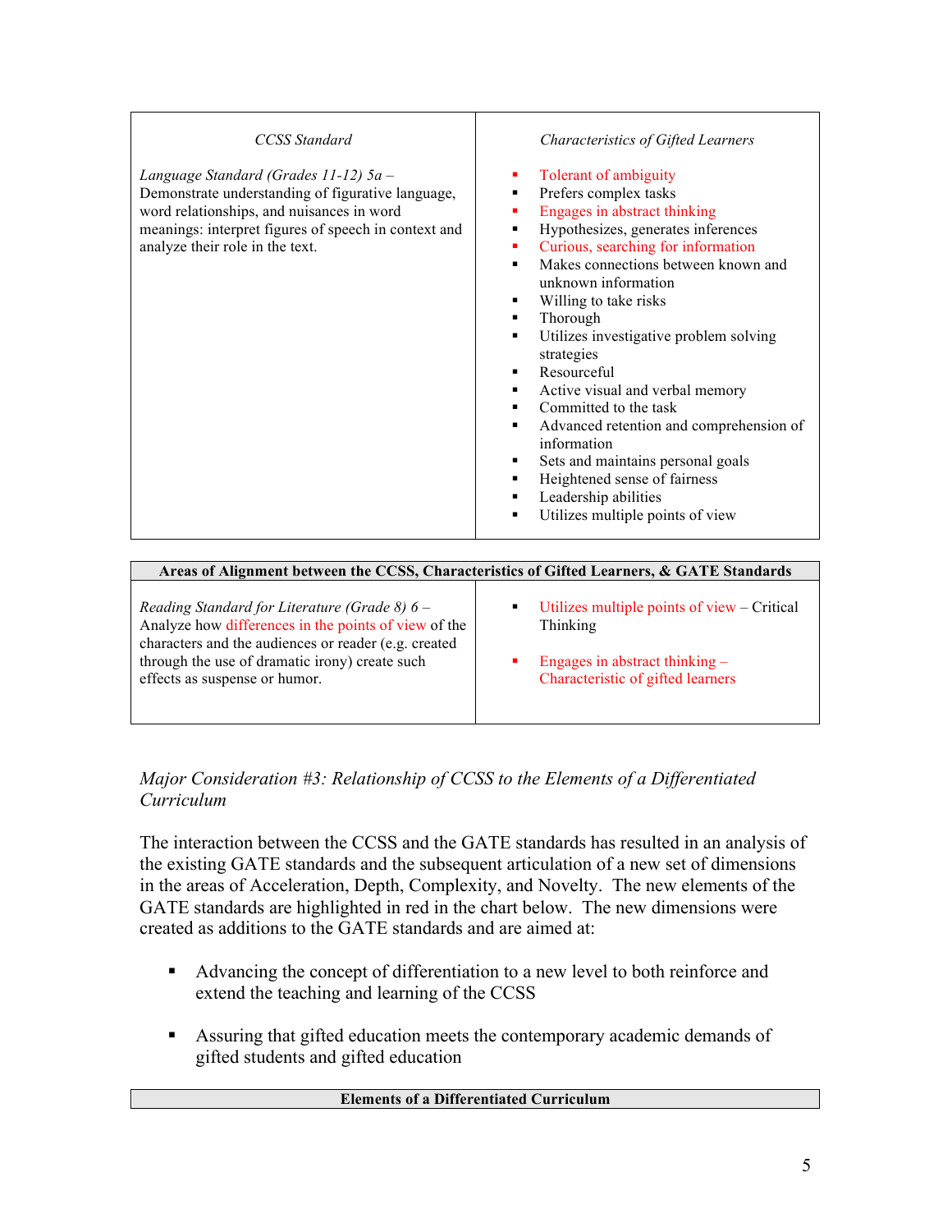| *CCSS Standard* | *Characteristics of Gifted Learners* |
|---|---|
| *Language Standard (Grades 11-12) 5a* – Demonstrate understanding of figurative language, word relationships, and nuisances in word meanings: interpret figures of speech in context and analyze their role in the text. | ▪ Tolerant of ambiguity<br>▪ Prefers complex tasks<br>▪ Engages in abstract thinking<br>▪ Hypothesizes, generates inferences<br>▪ Curious, searching for information<br>▪ Makes connections between known and unknown information<br>▪ Willing to take risks<br>▪ Thorough<br>▪ Utilizes investigative problem solving strategies<br>▪ Resourceful<br>▪ Active visual and verbal memory<br>▪ Committed to the task<br>▪ Advanced retention and comprehension of information<br>▪ Sets and maintains personal goals<br>▪ Heightened sense of fairness<br>▪ Leadership abilities<br>▪ Utilizes multiple points of view |

| **Areas of Alignment between the CCSS, Characteristics of Gifted Learners, & GATE Standards** | |
|---|---|
| *Reading Standard for Literature (Grade 8) 6* – Analyze how differences in the points of view of the characters and the audiences or reader (e.g. created through the use of dramatic irony) create such effects as suspense or humor. | ▪ Utilizes multiple points of view – Critical Thinking<br><br>▪ Engages in abstract thinking – Characteristic of gifted learners |

*Major Consideration #3: Relationship of CCSS to the Elements of a Differentiated Curriculum*

The interaction between the CCSS and the GATE standards has resulted in an analysis of the existing GATE standards and the subsequent articulation of a new set of dimensions in the areas of Acceleration, Depth, Complexity, and Novelty. The new elements of the GATE standards are highlighted in red in the chart below. The new dimensions were created as additions to the GATE standards and are aimed at:

- Advancing the concept of differentiation to a new level to both reinforce and extend the teaching and learning of the CCSS
- Assuring that gifted education meets the contemporary academic demands of gifted students and gifted education

| **Elements of a Differentiated Curriculum** |
|---|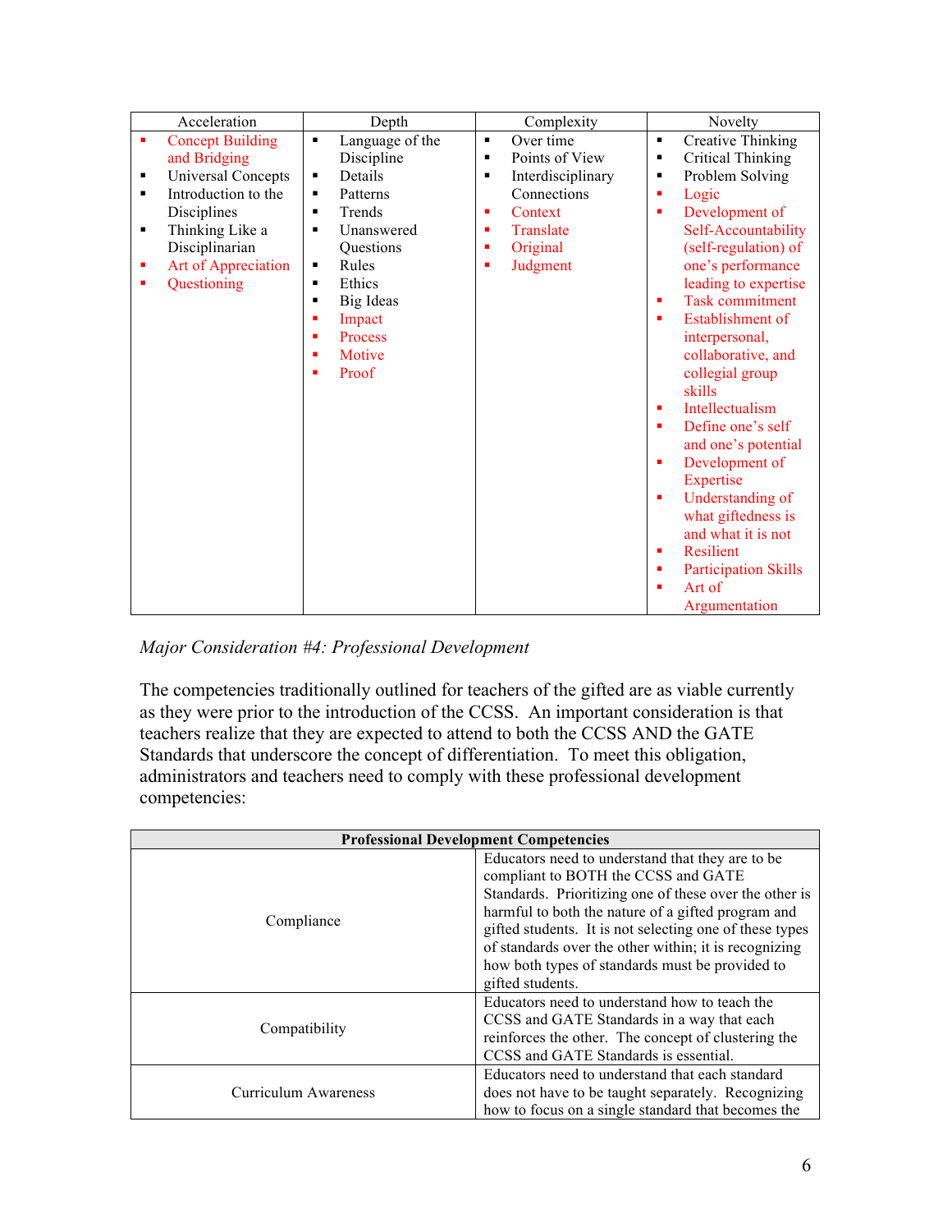| Acceleration | Depth | Complexity | Novelty |
|---|---|---|---|
| ▪ Concept Building and Bridging<br>▪ Universal Concepts<br>▪ Introduction to the Disciplines<br>▪ Thinking Like a Disciplinarian<br>▪ Art of Appreciation<br>▪ Questioning | ▪ Language of the Discipline<br>▪ Details<br>▪ Patterns<br>▪ Trends<br>▪ Unanswered Questions<br>▪ Rules<br>▪ Ethics<br>▪ Big Ideas<br>▪ Impact<br>▪ Process<br>▪ Motive<br>▪ Proof | ▪ Over time<br>▪ Points of View<br>▪ Interdisciplinary Connections<br>▪ Context<br>▪ Translate<br>▪ Original<br>▪ Judgment | ▪ Creative Thinking<br>▪ Critical Thinking<br>▪ Problem Solving<br>▪ Logic<br>▪ Development of Self-Accountability (self-regulation) of one's performance leading to expertise<br>▪ Task commitment<br>▪ Establishment of interpersonal, collaborative, and collegial group skills<br>▪ Intellectualism<br>▪ Define one's self and one's potential<br>▪ Development of Expertise<br>▪ Understanding of what giftedness is and what it is not<br>▪ Resilient<br>▪ Participation Skills<br>▪ Art of Argumentation |

*Major Consideration #4: Professional Development*

The competencies traditionally outlined for teachers of the gifted are as viable currently as they were prior to the introduction of the CCSS. An important consideration is that teachers realize that they are expected to attend to both the CCSS AND the GATE Standards that underscore the concept of differentiation. To meet this obligation, administrators and teachers need to comply with these professional development competencies:

| **Professional Development Competencies** | |
|---|---|
| Compliance | Educators need to understand that they are to be compliant to BOTH the CCSS and GATE Standards. Prioritizing one of these over the other is harmful to both the nature of a gifted program and gifted students. It is not selecting one of these types of standards over the other within; it is recognizing how both types of standards must be provided to gifted students. |
| Compatibility | Educators need to understand how to teach the CCSS and GATE Standards in a way that each reinforces the other. The concept of clustering the CCSS and GATE Standards is essential. |
| Curriculum Awareness | Educators need to understand that each standard does not have to be taught separately. Recognizing how to focus on a single standard that becomes the |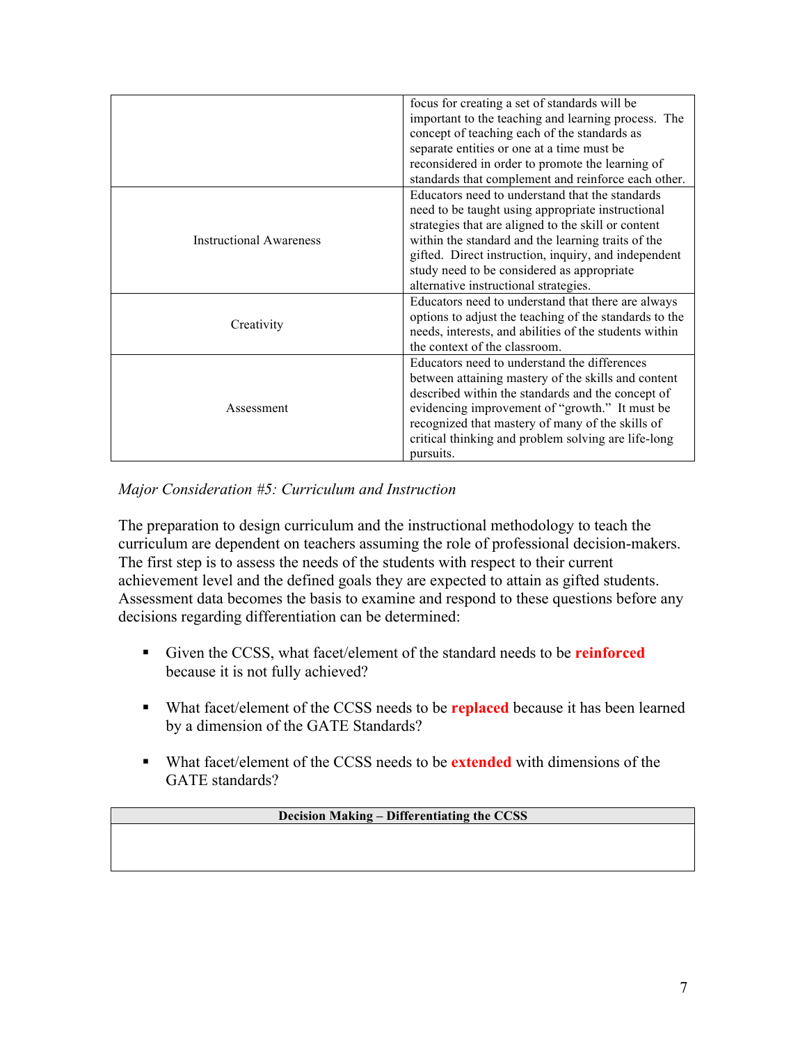| | |
|---|---|
| | focus for creating a set of standards will be important to the teaching and learning process. The concept of teaching each of the standards as separate entities or one at a time must be reconsidered in order to promote the learning of standards that complement and reinforce each other. |
| Instructional Awareness | Educators need to understand that the standards need to be taught using appropriate instructional strategies that are aligned to the skill or content within the standard and the learning traits of the gifted. Direct instruction, inquiry, and independent study need to be considered as appropriate alternative instructional strategies. |
| Creativity | Educators need to understand that there are always options to adjust the teaching of the standards to the needs, interests, and abilities of the students within the context of the classroom. |
| Assessment | Educators need to understand the differences between attaining mastery of the skills and content described within the standards and the concept of evidencing improvement of "growth." It must be recognized that mastery of many of the skills of critical thinking and problem solving are life-long pursuits. |

*Major Consideration #5: Curriculum and Instruction*

The preparation to design curriculum and the instructional methodology to teach the curriculum are dependent on teachers assuming the role of professional decision-makers. The first step is to assess the needs of the students with respect to their current achievement level and the defined goals they are expected to attain as gifted students. Assessment data becomes the basis to examine and respond to these questions before any decisions regarding differentiation can be determined:

- Given the CCSS, what facet/element of the standard needs to be **reinforced** because it is not fully achieved?

- What facet/element of the CCSS needs to be **replaced** because it has been learned by a dimension of the GATE Standards?

- What facet/element of the CCSS needs to be **extended** with dimensions of the GATE standards?

| Decision Making – Differentiating the CCSS |
|---|
| |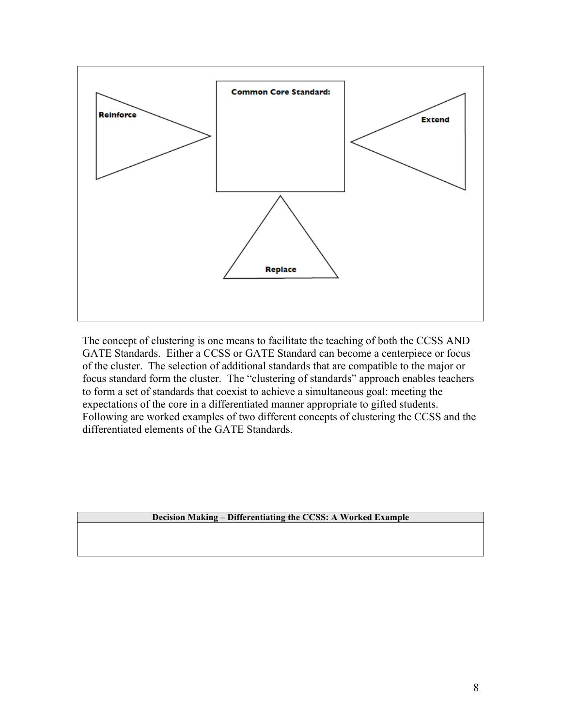**Common Core Standard:**

**Reinforce**

**Extend**

**Replace**

The concept of clustering is one means to facilitate the teaching of both the CCSS AND GATE Standards. Either a CCSS or GATE Standard can become a centerpiece or focus of the cluster. The selection of additional standards that are compatible to the major or focus standard form the cluster. The “clustering of standards” approach enables teachers to form a set of standards that coexist to achieve a simultaneous goal: meeting the expectations of the core in a differentiated manner appropriate to gifted students. Following are worked examples of two different concepts of clustering the CCSS and the differentiated elements of the GATE Standards.

| Decision Making – Differentiating the CCSS: A Worked Example |
| --- |
| |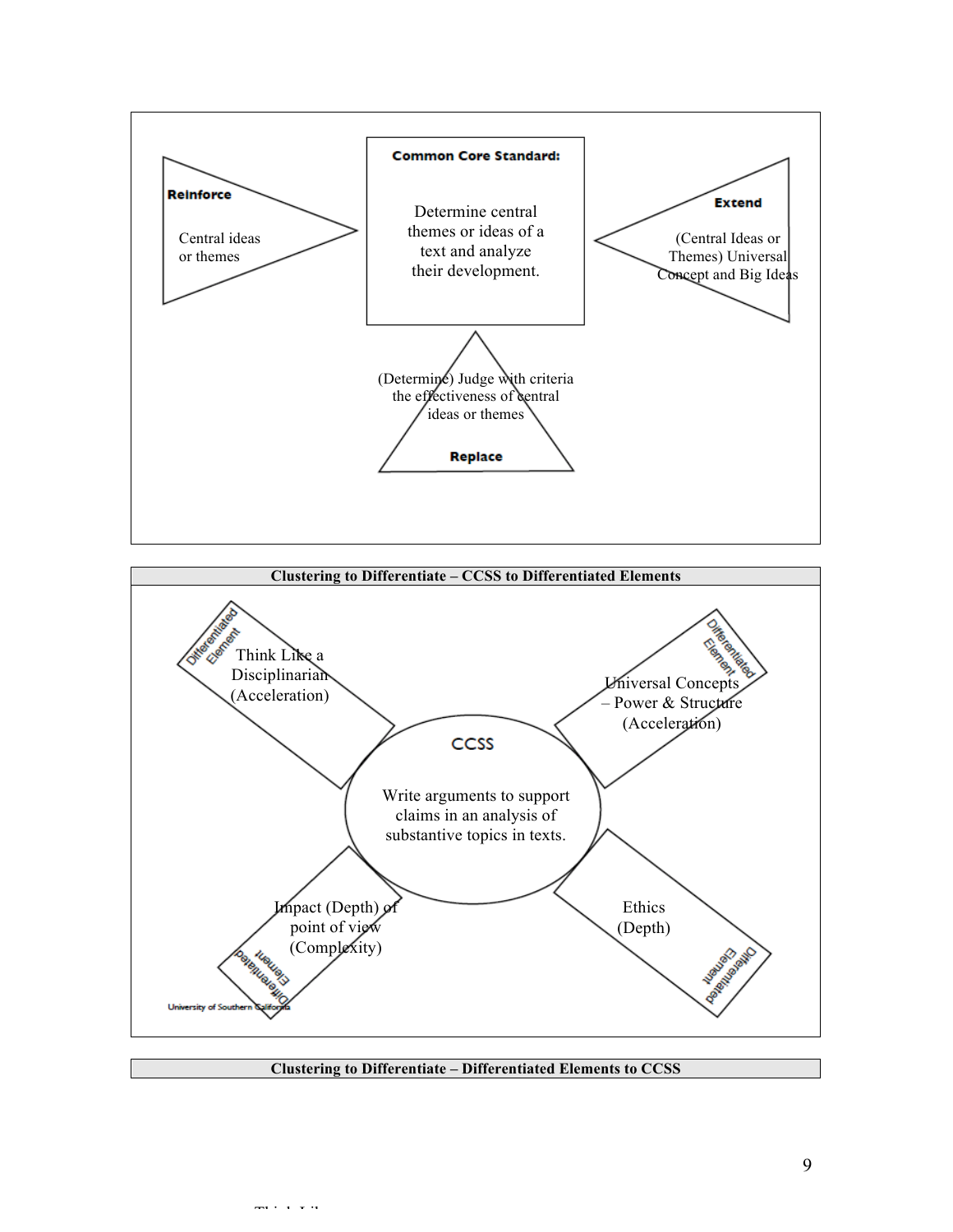**Common Core Standard:**

Determine central themes or ideas of a text and analyze their development.

**Reinforce**

Central ideas or themes

**Extend**

(Central Ideas or Themes) Universal Concept and Big Ideas

**Replace**

(Determine) Judge with criteria the effectiveness of central ideas or themes

**Clustering to Differentiate – CCSS to Differentiated Elements**

**CCSS**

Write arguments to support claims in an analysis of substantive topics in texts.

Differentiated Element: Think Like a Disciplinarian (Acceleration)

Differentiated Element: Universal Concepts – Power & Structure (Acceleration)

Differentiated Element: Impact (Depth) of point of view (Complexity)

Differentiated Element: Ethics (Depth)

University of Southern California

**Clustering to Differentiate – Differentiated Elements to CCSS**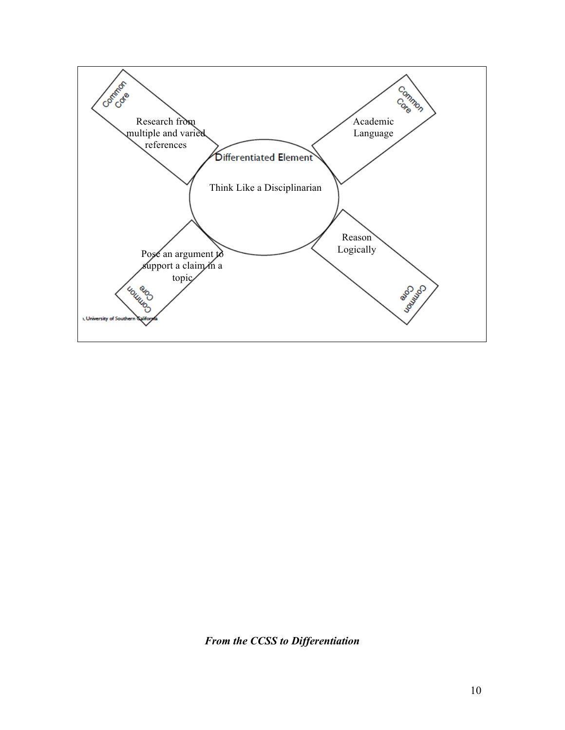Common Core

Research from multiple and varied references

Common Core

Academic Language

Differentiated Element

Think Like a Disciplinarian

Pose an argument to support a claim in a topic

Common Core

Reason Logically

Common Core

, University of Southern California

***From the CCSS to Differentiation***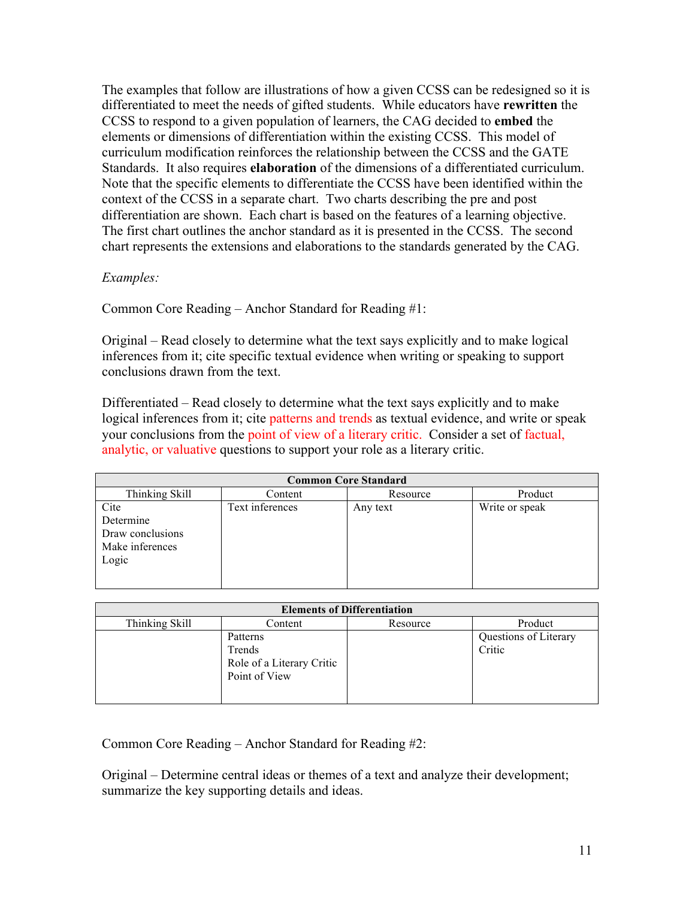The examples that follow are illustrations of how a given CCSS can be redesigned so it is differentiated to meet the needs of gifted students. While educators have **rewritten** the CCSS to respond to a given population of learners, the CAG decided to **embed** the elements or dimensions of differentiation within the existing CCSS. This model of curriculum modification reinforces the relationship between the CCSS and the GATE Standards. It also requires **elaboration** of the dimensions of a differentiated curriculum. Note that the specific elements to differentiate the CCSS have been identified within the context of the CCSS in a separate chart. Two charts describing the pre and post differentiation are shown. Each chart is based on the features of a learning objective. The first chart outlines the anchor standard as it is presented in the CCSS. The second chart represents the extensions and elaborations to the standards generated by the CAG.

*Examples:*

Common Core Reading – Anchor Standard for Reading #1:

Original – Read closely to determine what the text says explicitly and to make logical inferences from it; cite specific textual evidence when writing or speaking to support conclusions drawn from the text.

Differentiated – Read closely to determine what the text says explicitly and to make logical inferences from it; cite patterns and trends as textual evidence, and write or speak your conclusions from the point of view of a literary critic. Consider a set of factual, analytic, or valuative questions to support your role as a literary critic.

| **Common Core Standard** | | | |
|---|---|---|---|
| Thinking Skill | Content | Resource | Product |
| Cite<br>Determine<br>Draw conclusions<br>Make inferences<br>Logic | Text inferences | Any text | Write or speak |

| **Elements of Differentiation** | | | |
|---|---|---|---|
| Thinking Skill | Content | Resource | Product |
| | Patterns<br>Trends<br>Role of a Literary Critic<br>Point of View | | Questions of Literary Critic |

Common Core Reading – Anchor Standard for Reading #2:

Original – Determine central ideas or themes of a text and analyze their development; summarize the key supporting details and ideas.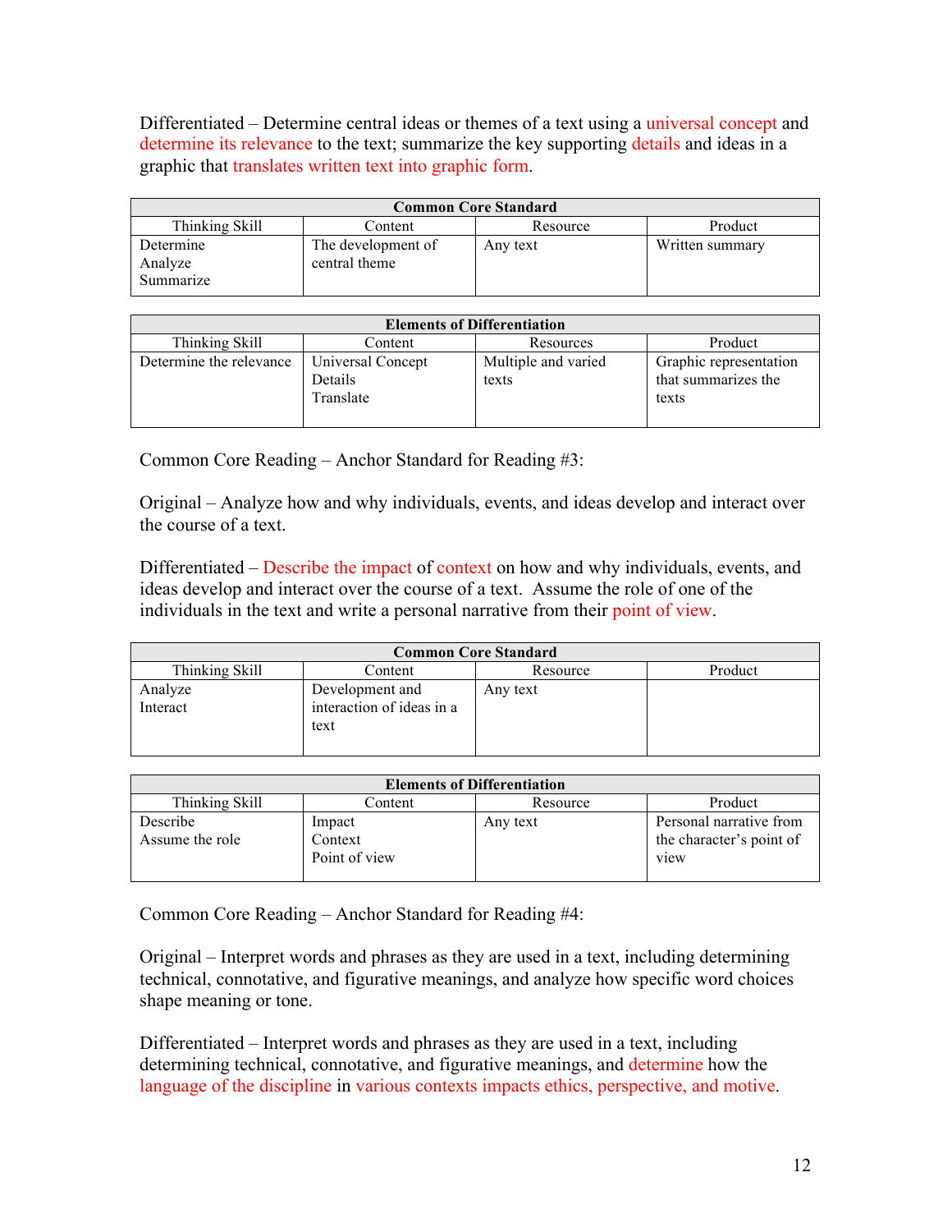Differentiated – Determine central ideas or themes of a text using a universal concept and determine its relevance to the text; summarize the key supporting details and ideas in a graphic that translates written text into graphic form.

| Common Core Standard | | | |
|---|---|---|---|
| Thinking Skill | Content | Resource | Product |
| Determine<br>Analyze<br>Summarize | The development of central theme | Any text | Written summary |

| Elements of Differentiation | | | |
|---|---|---|---|
| Thinking Skill | Content | Resources | Product |
| Determine the relevance | Universal Concept<br>Details<br>Translate | Multiple and varied texts | Graphic representation that summarizes the texts |

Common Core Reading – Anchor Standard for Reading #3:

Original – Analyze how and why individuals, events, and ideas develop and interact over the course of a text.

Differentiated – Describe the impact of context on how and why individuals, events, and ideas develop and interact over the course of a text. Assume the role of one of the individuals in the text and write a personal narrative from their point of view.

| Common Core Standard | | | |
|---|---|---|---|
| Thinking Skill | Content | Resource | Product |
| Analyze<br>Interact | Development and interaction of ideas in a text | Any text | |

| Elements of Differentiation | | | |
|---|---|---|---|
| Thinking Skill | Content | Resource | Product |
| Describe<br>Assume the role | Impact<br>Context<br>Point of view | Any text | Personal narrative from the character's point of view |

Common Core Reading – Anchor Standard for Reading #4:

Original – Interpret words and phrases as they are used in a text, including determining technical, connotative, and figurative meanings, and analyze how specific word choices shape meaning or tone.

Differentiated – Interpret words and phrases as they are used in a text, including determining technical, connotative, and figurative meanings, and determine how the language of the discipline in various contexts impacts ethics, perspective, and motive.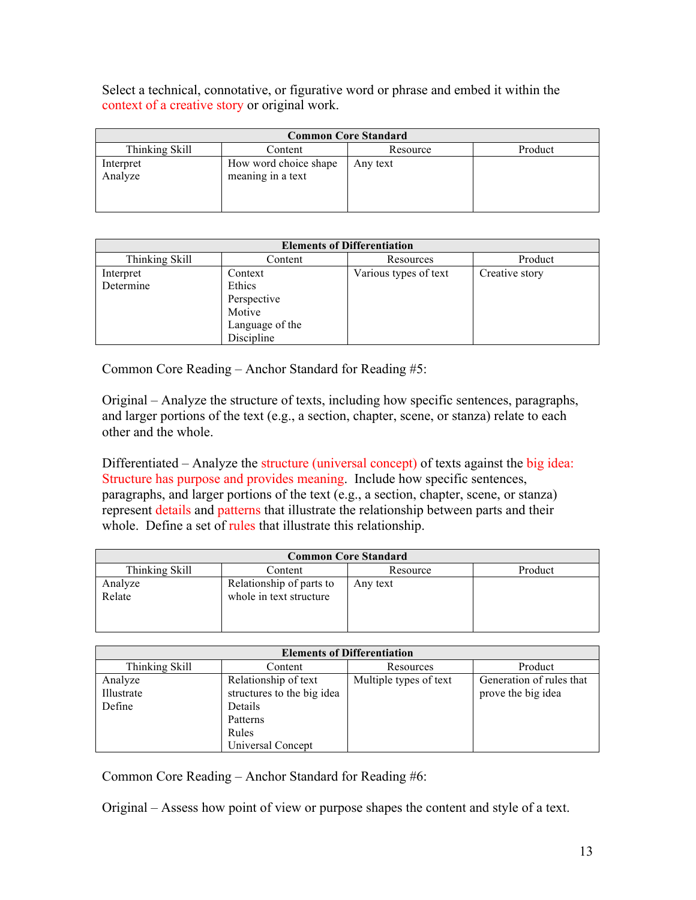Select a technical, connotative, or figurative word or phrase and embed it within the context of a creative story or original work.

| Common Core Standard | | | |
|---|---|---|---|
| Thinking Skill | Content | Resource | Product |
| Interpret<br>Analyze | How word choice shape meaning in a text | Any text | |

| Elements of Differentiation | | | |
|---|---|---|---|
| Thinking Skill | Content | Resources | Product |
| Interpret<br>Determine | Context<br>Ethics<br>Perspective<br>Motive<br>Language of the Discipline | Various types of text | Creative story |

Common Core Reading – Anchor Standard for Reading #5:

Original – Analyze the structure of texts, including how specific sentences, paragraphs, and larger portions of the text (e.g., a section, chapter, scene, or stanza) relate to each other and the whole.

Differentiated – Analyze the structure (universal concept) of texts against the big idea: Structure has purpose and provides meaning. Include how specific sentences, paragraphs, and larger portions of the text (e.g., a section, chapter, scene, or stanza) represent details and patterns that illustrate the relationship between parts and their whole. Define a set of rules that illustrate this relationship.

| Common Core Standard | | | |
|---|---|---|---|
| Thinking Skill | Content | Resource | Product |
| Analyze<br>Relate | Relationship of parts to whole in text structure | Any text | |

| Elements of Differentiation | | | |
|---|---|---|---|
| Thinking Skill | Content | Resources | Product |
| Analyze<br>Illustrate<br>Define | Relationship of text structures to the big idea<br>Details<br>Patterns<br>Rules<br>Universal Concept | Multiple types of text | Generation of rules that prove the big idea |

Common Core Reading – Anchor Standard for Reading #6:

Original – Assess how point of view or purpose shapes the content and style of a text.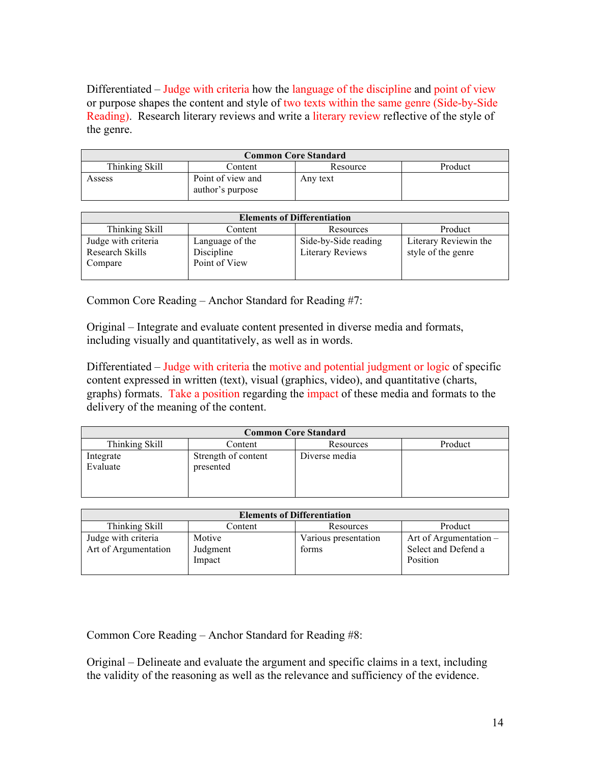Differentiated – Judge with criteria how the language of the discipline and point of view or purpose shapes the content and style of two texts within the same genre (Side-by-Side Reading). Research literary reviews and write a literary review reflective of the style of the genre.

| **Common Core Standard** | | | |
|---|---|---|---|
| Thinking Skill | Content | Resource | Product |
| Assess | Point of view and author's purpose | Any text | |

| **Elements of Differentiation** | | | |
|---|---|---|---|
| Thinking Skill | Content | Resources | Product |
| Judge with criteria<br>Research Skills<br>Compare | Language of the Discipline<br>Point of View | Side-by-Side reading<br>Literary Reviews | Literary Reviewin the style of the genre |

Common Core Reading – Anchor Standard for Reading #7:

Original – Integrate and evaluate content presented in diverse media and formats, including visually and quantitatively, as well as in words.

Differentiated – Judge with criteria the motive and potential judgment or logic of specific content expressed in written (text), visual (graphics, video), and quantitative (charts, graphs) formats. Take a position regarding the impact of these media and formats to the delivery of the meaning of the content.

| **Common Core Standard** | | | |
|---|---|---|---|
| Thinking Skill | Content | Resources | Product |
| Integrate<br>Evaluate | Strength of content presented | Diverse media | |

| **Elements of Differentiation** | | | |
|---|---|---|---|
| Thinking Skill | Content | Resources | Product |
| Judge with criteria<br>Art of Argumentation | Motive<br>Judgment<br>Impact | Various presentation forms | Art of Argumentation – Select and Defend a Position |

Common Core Reading – Anchor Standard for Reading #8:

Original – Delineate and evaluate the argument and specific claims in a text, including the validity of the reasoning as well as the relevance and sufficiency of the evidence.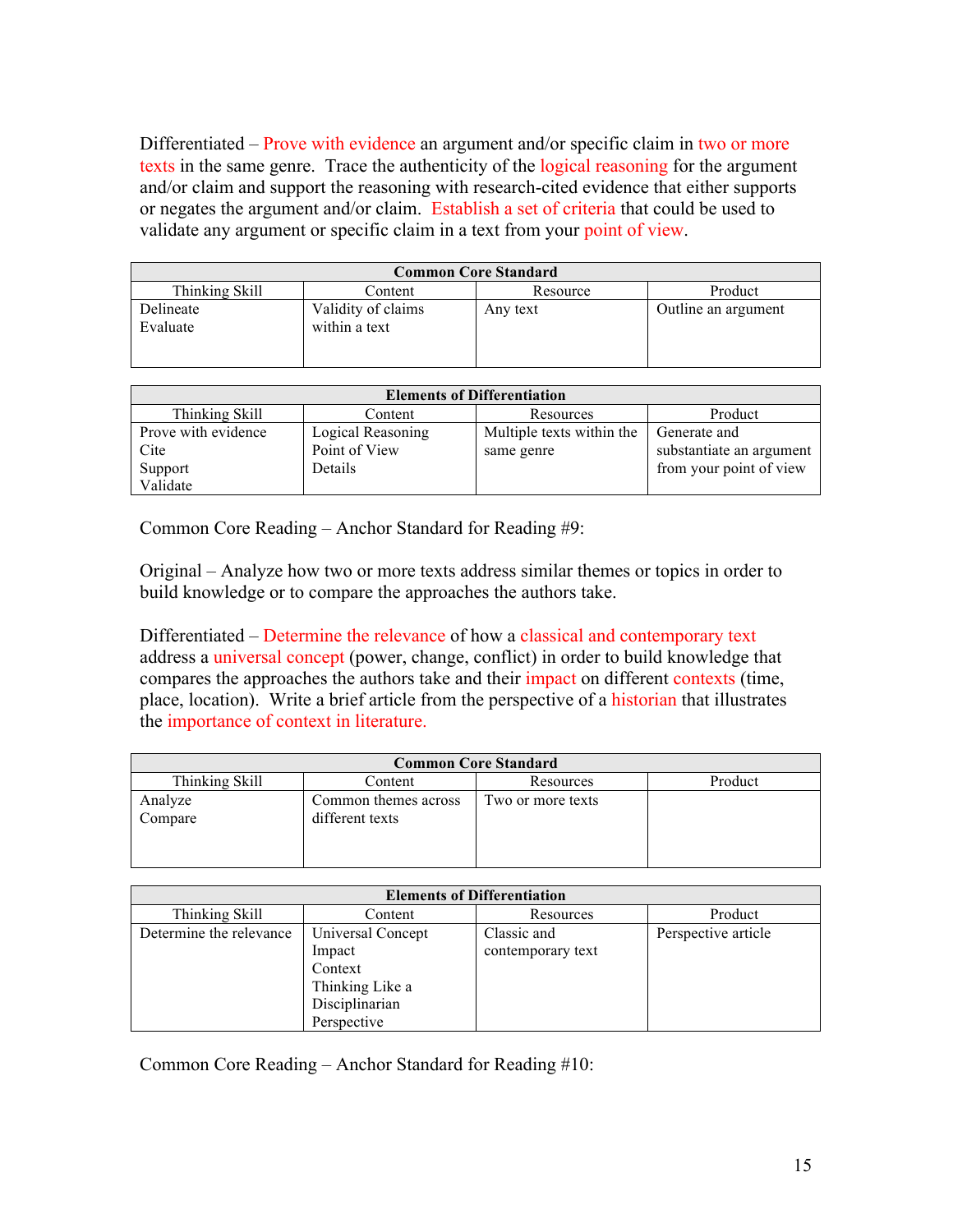Differentiated – Prove with evidence an argument and/or specific claim in two or more texts in the same genre. Trace the authenticity of the logical reasoning for the argument and/or claim and support the reasoning with research-cited evidence that either supports or negates the argument and/or claim. Establish a set of criteria that could be used to validate any argument or specific claim in a text from your point of view.

| **Common Core Standard** | | | |
|---|---|---|---|
| Thinking Skill | Content | Resource | Product |
| Delineate<br>Evaluate | Validity of claims within a text | Any text | Outline an argument |

| **Elements of Differentiation** | | | |
|---|---|---|---|
| Thinking Skill | Content | Resources | Product |
| Prove with evidence<br>Cite<br>Support<br>Validate | Logical Reasoning<br>Point of View<br>Details | Multiple texts within the same genre | Generate and substantiate an argument from your point of view |

Common Core Reading – Anchor Standard for Reading #9:

Original – Analyze how two or more texts address similar themes or topics in order to build knowledge or to compare the approaches the authors take.

Differentiated – Determine the relevance of how a classical and contemporary text address a universal concept (power, change, conflict) in order to build knowledge that compares the approaches the authors take and their impact on different contexts (time, place, location). Write a brief article from the perspective of a historian that illustrates the importance of context in literature.

| **Common Core Standard** | | | |
|---|---|---|---|
| Thinking Skill | Content | Resources | Product |
| Analyze<br>Compare | Common themes across different texts | Two or more texts | |

| **Elements of Differentiation** | | | |
|---|---|---|---|
| Thinking Skill | Content | Resources | Product |
| Determine the relevance | Universal Concept<br>Impact<br>Context<br>Thinking Like a Disciplinarian<br>Perspective | Classic and contemporary text | Perspective article |

Common Core Reading – Anchor Standard for Reading #10: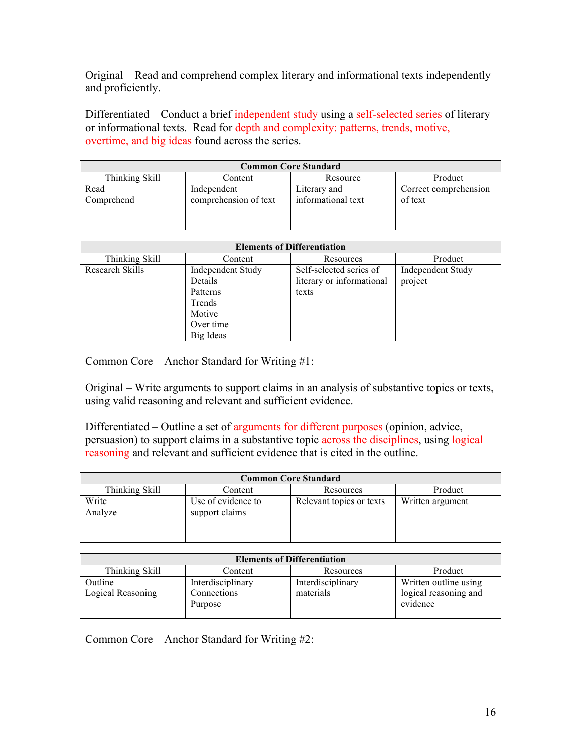Original – Read and comprehend complex literary and informational texts independently and proficiently.

Differentiated – Conduct a brief independent study using a self-selected series of literary or informational texts. Read for depth and complexity: patterns, trends, motive, overtime, and big ideas found across the series.

| Common Core Standard | | | |
|---|---|---|---|
| Thinking Skill | Content | Resource | Product |
| Read<br>Comprehend | Independent comprehension of text | Literary and informational text | Correct comprehension of text |

| Elements of Differentiation | | | |
|---|---|---|---|
| Thinking Skill | Content | Resources | Product |
| Research Skills | Independent Study<br>Details<br>Patterns<br>Trends<br>Motive<br>Over time<br>Big Ideas | Self-selected series of literary or informational texts | Independent Study project |

Common Core – Anchor Standard for Writing #1:

Original – Write arguments to support claims in an analysis of substantive topics or texts, using valid reasoning and relevant and sufficient evidence.

Differentiated – Outline a set of arguments for different purposes (opinion, advice, persuasion) to support claims in a substantive topic across the disciplines, using logical reasoning and relevant and sufficient evidence that is cited in the outline.

| Common Core Standard | | | |
|---|---|---|---|
| Thinking Skill | Content | Resources | Product |
| Write<br>Analyze | Use of evidence to support claims | Relevant topics or texts | Written argument |

| Elements of Differentiation | | | |
|---|---|---|---|
| Thinking Skill | Content | Resources | Product |
| Outline<br>Logical Reasoning | Interdisciplinary Connections<br>Purpose | Interdisciplinary materials | Written outline using logical reasoning and evidence |

Common Core – Anchor Standard for Writing #2: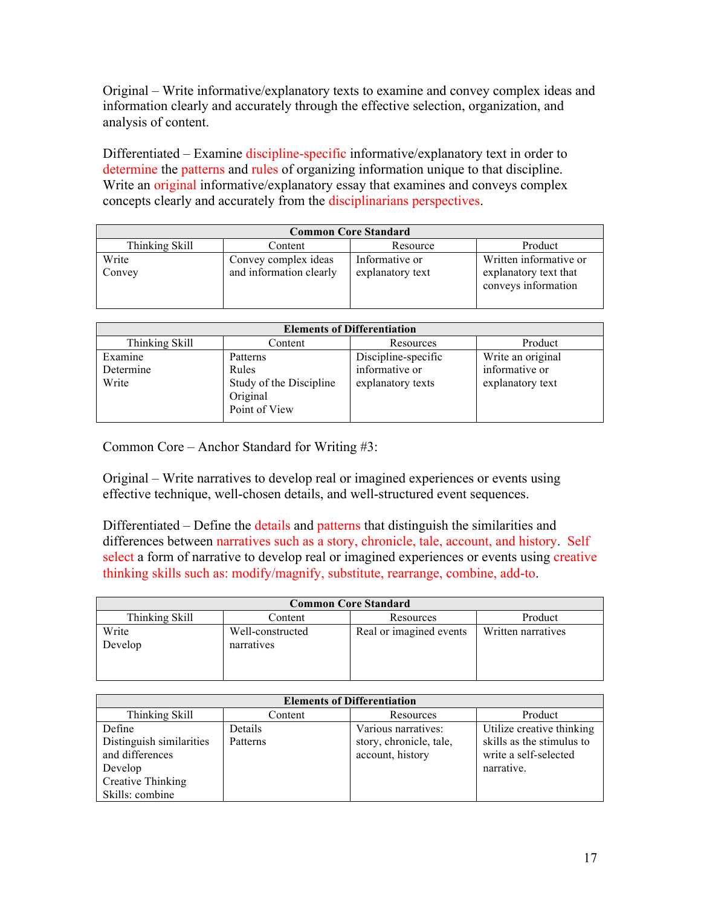Original – Write informative/explanatory texts to examine and convey complex ideas and information clearly and accurately through the effective selection, organization, and analysis of content.

Differentiated – Examine discipline-specific informative/explanatory text in order to determine the patterns and rules of organizing information unique to that discipline. Write an original informative/explanatory essay that examines and conveys complex concepts clearly and accurately from the disciplinarians perspectives.

| **Common Core Standard** | | | |
|---|---|---|---|
| Thinking Skill | Content | Resource | Product |
| Write<br>Convey | Convey complex ideas and information clearly | Informative or explanatory text | Written informative or explanatory text that conveys information |

| **Elements of Differentiation** | | | |
|---|---|---|---|
| Thinking Skill | Content | Resources | Product |
| Examine<br>Determine<br>Write | Patterns<br>Rules<br>Study of the Discipline<br>Original<br>Point of View | Discipline-specific informative or explanatory texts | Write an original informative or explanatory text |

Common Core – Anchor Standard for Writing #3:

Original – Write narratives to develop real or imagined experiences or events using effective technique, well-chosen details, and well-structured event sequences.

Differentiated – Define the details and patterns that distinguish the similarities and differences between narratives such as a story, chronicle, tale, account, and history. Self select a form of narrative to develop real or imagined experiences or events using creative thinking skills such as: modify/magnify, substitute, rearrange, combine, add-to.

| **Common Core Standard** | | | |
|---|---|---|---|
| Thinking Skill | Content | Resources | Product |
| Write<br>Develop | Well-constructed narratives | Real or imagined events | Written narratives |

| **Elements of Differentiation** | | | |
|---|---|---|---|
| Thinking Skill | Content | Resources | Product |
| Define<br>Distinguish similarities and differences<br>Develop<br>Creative Thinking Skills: combine | Details<br>Patterns | Various narratives: story, chronicle, tale, account, history | Utilize creative thinking skills as the stimulus to write a self-selected narrative. |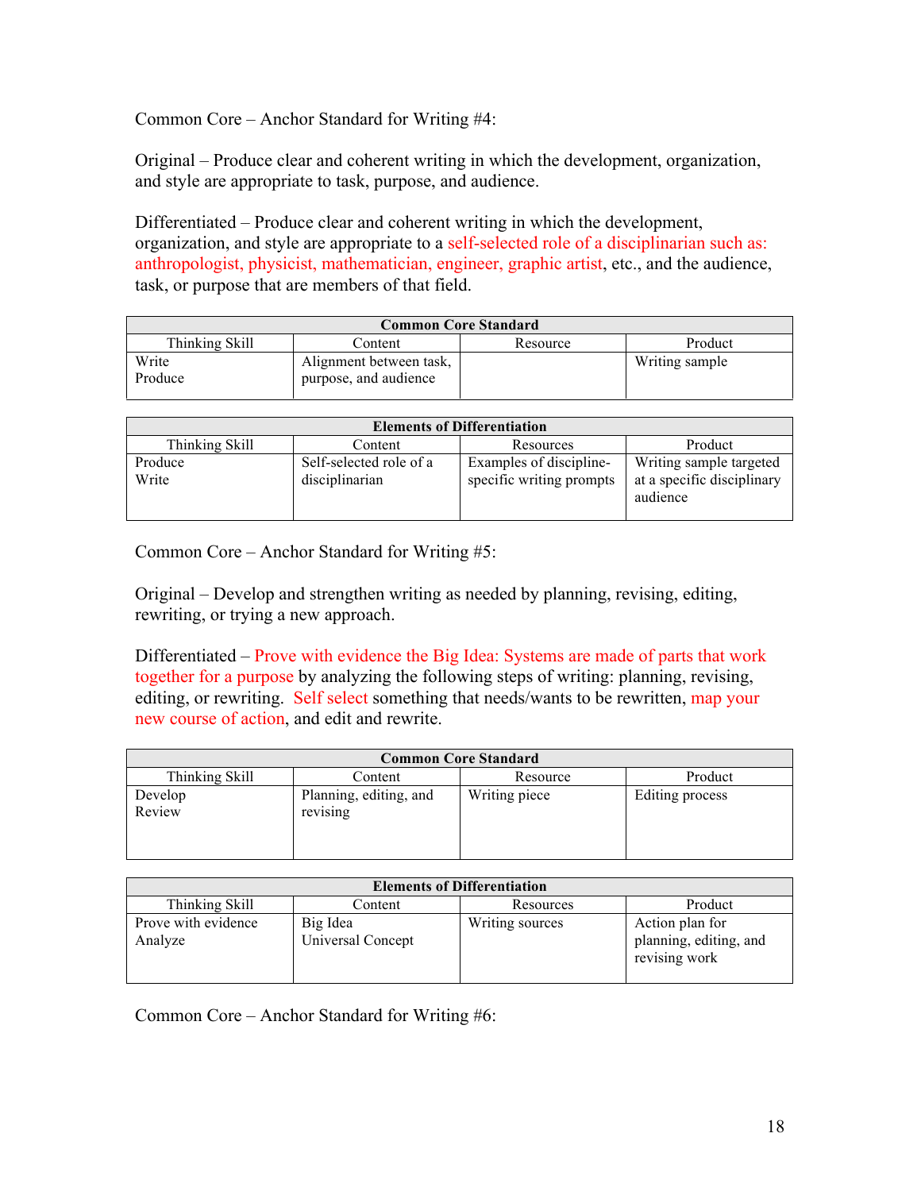Common Core – Anchor Standard for Writing #4:

Original – Produce clear and coherent writing in which the development, organization, and style are appropriate to task, purpose, and audience.

Differentiated – Produce clear and coherent writing in which the development, organization, and style are appropriate to a self-selected role of a disciplinarian such as: anthropologist, physicist, mathematician, engineer, graphic artist, etc., and the audience, task, or purpose that are members of that field.

| **Common Core Standard** | | | |
|---|---|---|---|
| Thinking Skill | Content | Resource | Product |
| Write<br>Produce | Alignment between task, purpose, and audience | | Writing sample |

| **Elements of Differentiation** | | | |
|---|---|---|---|
| Thinking Skill | Content | Resources | Product |
| Produce<br>Write | Self-selected role of a disciplinarian | Examples of discipline-specific writing prompts | Writing sample targeted at a specific disciplinary audience |

Common Core – Anchor Standard for Writing #5:

Original – Develop and strengthen writing as needed by planning, revising, editing, rewriting, or trying a new approach.

Differentiated – Prove with evidence the Big Idea: Systems are made of parts that work together for a purpose by analyzing the following steps of writing: planning, revising, editing, or rewriting. Self select something that needs/wants to be rewritten, map your new course of action, and edit and rewrite.

| **Common Core Standard** | | | |
|---|---|---|---|
| Thinking Skill | Content | Resource | Product |
| Develop<br>Review | Planning, editing, and revising | Writing piece | Editing process |

| **Elements of Differentiation** | | | |
|---|---|---|---|
| Thinking Skill | Content | Resources | Product |
| Prove with evidence<br>Analyze | Big Idea<br>Universal Concept | Writing sources | Action plan for planning, editing, and revising work |

Common Core – Anchor Standard for Writing #6: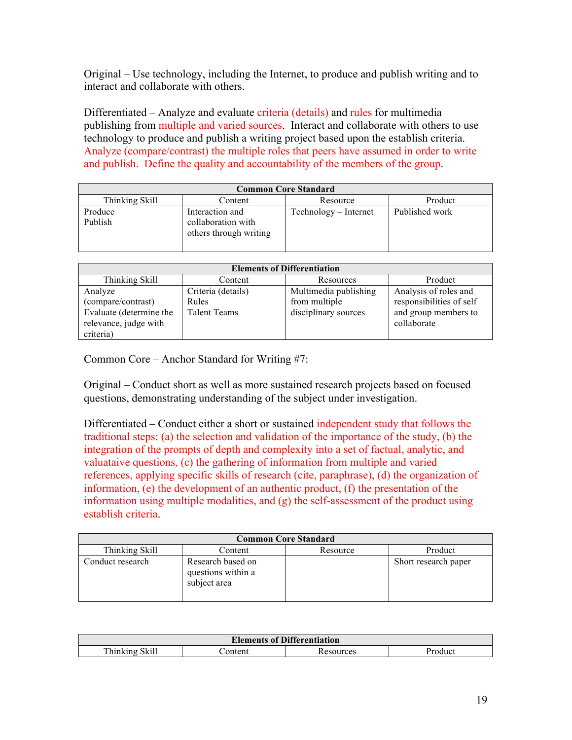Original – Use technology, including the Internet, to produce and publish writing and to interact and collaborate with others.

Differentiated – Analyze and evaluate criteria (details) and rules for multimedia publishing from multiple and varied sources. Interact and collaborate with others to use technology to produce and publish a writing project based upon the establish criteria. Analyze (compare/contrast) the multiple roles that peers have assumed in order to write and publish. Define the quality and accountability of the members of the group.

| **Common Core Standard** | | | |
|---|---|---|---|
| Thinking Skill | Content | Resource | Product |
| Produce<br>Publish | Interaction and collaboration with others through writing | Technology – Internet | Published work |

| **Elements of Differentiation** | | | |
|---|---|---|---|
| Thinking Skill | Content | Resources | Product |
| Analyze (compare/contrast)<br>Evaluate (determine the relevance, judge with criteria) | Criteria (details)<br>Rules<br>Talent Teams | Multimedia publishing from multiple disciplinary sources | Analysis of roles and responsibilities of self and group members to collaborate |

Common Core – Anchor Standard for Writing #7:

Original – Conduct short as well as more sustained research projects based on focused questions, demonstrating understanding of the subject under investigation.

Differentiated – Conduct either a short or sustained independent study that follows the traditional steps: (a) the selection and validation of the importance of the study, (b) the integration of the prompts of depth and complexity into a set of factual, analytic, and valuataive questions, (c) the gathering of information from multiple and varied references, applying specific skills of research (cite, paraphrase), (d) the organization of information, (e) the development of an authentic product, (f) the presentation of the information using multiple modalities, and (g) the self-assessment of the product using establish criteria.

| **Common Core Standard** | | | |
|---|---|---|---|
| Thinking Skill | Content | Resource | Product |
| Conduct research | Research based on questions within a subject area | | Short research paper |

| **Elements of Differentiation** | | | |
|---|---|---|---|
| Thinking Skill | Content | Resources | Product |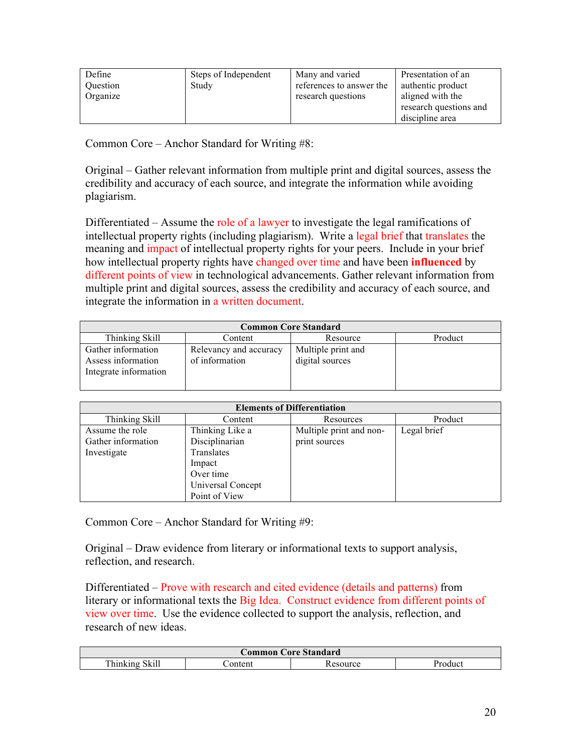| Define<br>Question<br>Organize | Steps of Independent Study | Many and varied references to answer the research questions | Presentation of an authentic product aligned with the research questions and discipline area |
|---|---|---|---|

Common Core – Anchor Standard for Writing #8:

Original – Gather relevant information from multiple print and digital sources, assess the credibility and accuracy of each source, and integrate the information while avoiding plagiarism.

Differentiated – Assume the role of a lawyer to investigate the legal ramifications of intellectual property rights (including plagiarism). Write a legal brief that translates the meaning and impact of intellectual property rights for your peers. Include in your brief how intellectual property rights have changed over time and have been **influenced** by different points of view in technological advancements. Gather relevant information from multiple print and digital sources, assess the credibility and accuracy of each source, and integrate the information in a written document.

| **Common Core Standard** | | | |
|---|---|---|---|
| Thinking Skill | Content | Resource | Product |
| Gather information<br>Assess information<br>Integrate information | Relevancy and accuracy of information | Multiple print and digital sources | |

| **Elements of Differentiation** | | | |
|---|---|---|---|
| Thinking Skill | Content | Resources | Product |
| Assume the role<br>Gather information<br>Investigate | Thinking Like a Disciplinarian<br>Translates<br>Impact<br>Over time<br>Universal Concept<br>Point of View | Multiple print and non-print sources | Legal brief |

Common Core – Anchor Standard for Writing #9:

Original – Draw evidence from literary or informational texts to support analysis, reflection, and research.

Differentiated – Prove with research and cited evidence (details and patterns) from literary or informational texts the Big Idea. Construct evidence from different points of view over time. Use the evidence collected to support the analysis, reflection, and research of new ideas.

| **Common Core Standard** | | | |
|---|---|---|---|
| Thinking Skill | Content | Resource | Product |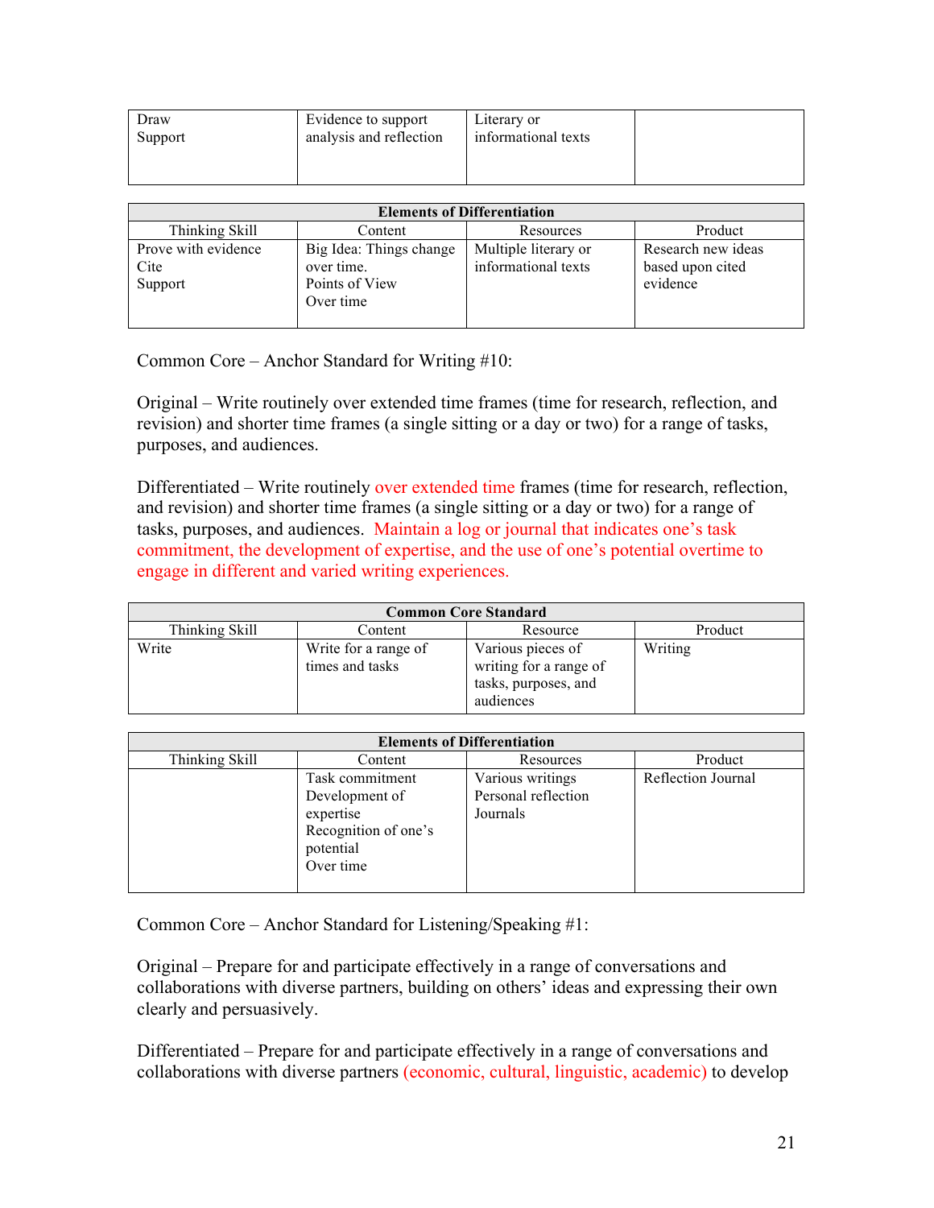| | | | |
|---|---|---|---|
| Draw<br>Support | Evidence to support analysis and reflection | Literary or informational texts | |

| Elements of Differentiation | | | |
|---|---|---|---|
| Thinking Skill | Content | Resources | Product |
| Prove with evidence<br>Cite<br>Support | Big Idea: Things change over time.<br>Points of View<br>Over time | Multiple literary or informational texts | Research new ideas based upon cited evidence |

Common Core – Anchor Standard for Writing #10:

Original – Write routinely over extended time frames (time for research, reflection, and revision) and shorter time frames (a single sitting or a day or two) for a range of tasks, purposes, and audiences.

Differentiated – Write routinely over extended time frames (time for research, reflection, and revision) and shorter time frames (a single sitting or a day or two) for a range of tasks, purposes, and audiences. Maintain a log or journal that indicates one's task commitment, the development of expertise, and the use of one's potential overtime to engage in different and varied writing experiences.

| Common Core Standard | | | |
|---|---|---|---|
| Thinking Skill | Content | Resource | Product |
| Write | Write for a range of times and tasks | Various pieces of writing for a range of tasks, purposes, and audiences | Writing |

| Elements of Differentiation | | | |
|---|---|---|---|
| Thinking Skill | Content | Resources | Product |
| | Task commitment<br>Development of expertise<br>Recognition of one's potential<br>Over time | Various writings<br>Personal reflection<br>Journals | Reflection Journal |

Common Core – Anchor Standard for Listening/Speaking #1:

Original – Prepare for and participate effectively in a range of conversations and collaborations with diverse partners, building on others' ideas and expressing their own clearly and persuasively.

Differentiated – Prepare for and participate effectively in a range of conversations and collaborations with diverse partners (economic, cultural, linguistic, academic) to develop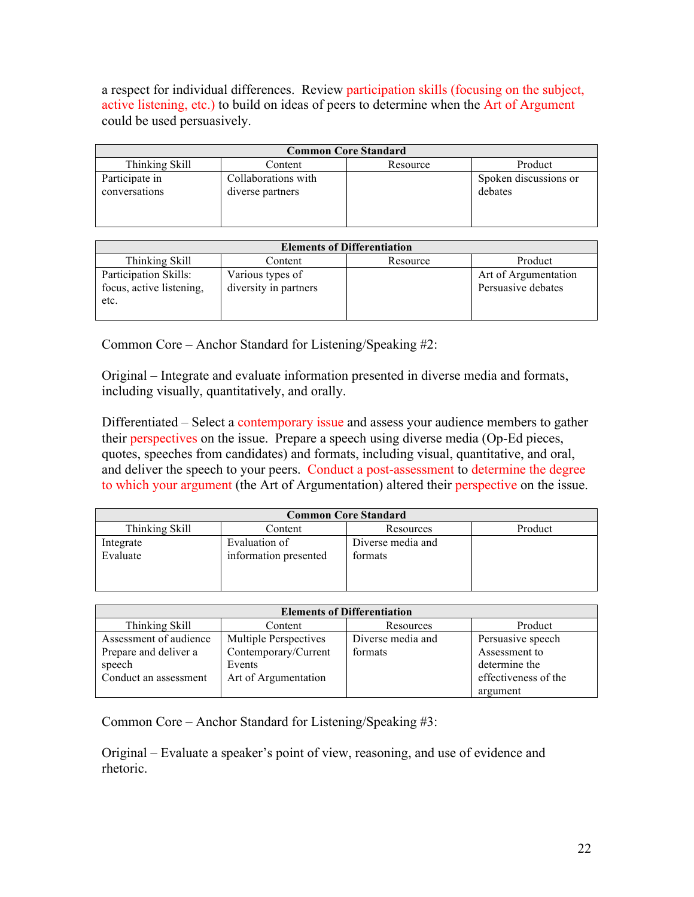a respect for individual differences. Review participation skills (focusing on the subject, active listening, etc.) to build on ideas of peers to determine when the Art of Argument could be used persuasively.

| **Common Core Standard** | | | |
|---|---|---|---|
| Thinking Skill | Content | Resource | Product |
| Participate in conversations | Collaborations with diverse partners | | Spoken discussions or debates |

| **Elements of Differentiation** | | | |
|---|---|---|---|
| Thinking Skill | Content | Resource | Product |
| Participation Skills: focus, active listening, etc. | Various types of diversity in partners | | Art of Argumentation Persuasive debates |

Common Core – Anchor Standard for Listening/Speaking #2:

Original – Integrate and evaluate information presented in diverse media and formats, including visually, quantitatively, and orally.

Differentiated – Select a contemporary issue and assess your audience members to gather their perspectives on the issue. Prepare a speech using diverse media (Op-Ed pieces, quotes, speeches from candidates) and formats, including visual, quantitative, and oral, and deliver the speech to your peers. Conduct a post-assessment to determine the degree to which your argument (the Art of Argumentation) altered their perspective on the issue.

| **Common Core Standard** | | | |
|---|---|---|---|
| Thinking Skill | Content | Resources | Product |
| Integrate<br>Evaluate | Evaluation of information presented | Diverse media and formats | |

| **Elements of Differentiation** | | | |
|---|---|---|---|
| Thinking Skill | Content | Resources | Product |
| Assessment of audience<br>Prepare and deliver a speech<br>Conduct an assessment | Multiple Perspectives<br>Contemporary/Current Events<br>Art of Argumentation | Diverse media and formats | Persuasive speech<br>Assessment to determine the effectiveness of the argument |

Common Core – Anchor Standard for Listening/Speaking #3:

Original – Evaluate a speaker's point of view, reasoning, and use of evidence and rhetoric.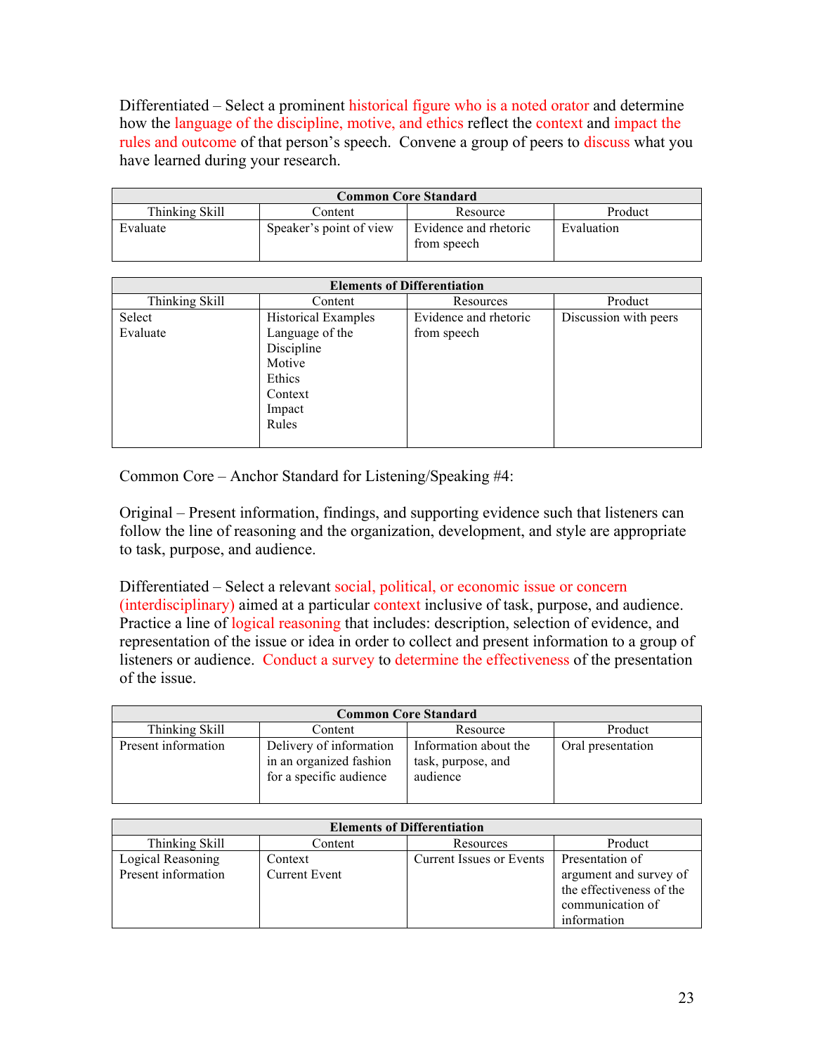Differentiated – Select a prominent historical figure who is a noted orator and determine how the language of the discipline, motive, and ethics reflect the context and impact the rules and outcome of that person's speech. Convene a group of peers to discuss what you have learned during your research.

| Common Core Standard | | | |
|---|---|---|---|
| Thinking Skill | Content | Resource | Product |
| Evaluate | Speaker's point of view | Evidence and rhetoric from speech | Evaluation |

| Elements of Differentiation | | | |
|---|---|---|---|
| Thinking Skill | Content | Resources | Product |
| Select<br>Evaluate | Historical Examples<br>Language of the Discipline<br>Motive<br>Ethics<br>Context<br>Impact<br>Rules | Evidence and rhetoric from speech | Discussion with peers |

Common Core – Anchor Standard for Listening/Speaking #4:

Original – Present information, findings, and supporting evidence such that listeners can follow the line of reasoning and the organization, development, and style are appropriate to task, purpose, and audience.

Differentiated – Select a relevant social, political, or economic issue or concern (interdisciplinary) aimed at a particular context inclusive of task, purpose, and audience. Practice a line of logical reasoning that includes: description, selection of evidence, and representation of the issue or idea in order to collect and present information to a group of listeners or audience. Conduct a survey to determine the effectiveness of the presentation of the issue.

| Common Core Standard | | | |
|---|---|---|---|
| Thinking Skill | Content | Resource | Product |
| Present information | Delivery of information in an organized fashion for a specific audience | Information about the task, purpose, and audience | Oral presentation |

| Elements of Differentiation | | | |
|---|---|---|---|
| Thinking Skill | Content | Resources | Product |
| Logical Reasoning<br>Present information | Context<br>Current Event | Current Issues or Events | Presentation of argument and survey of the effectiveness of the communication of information |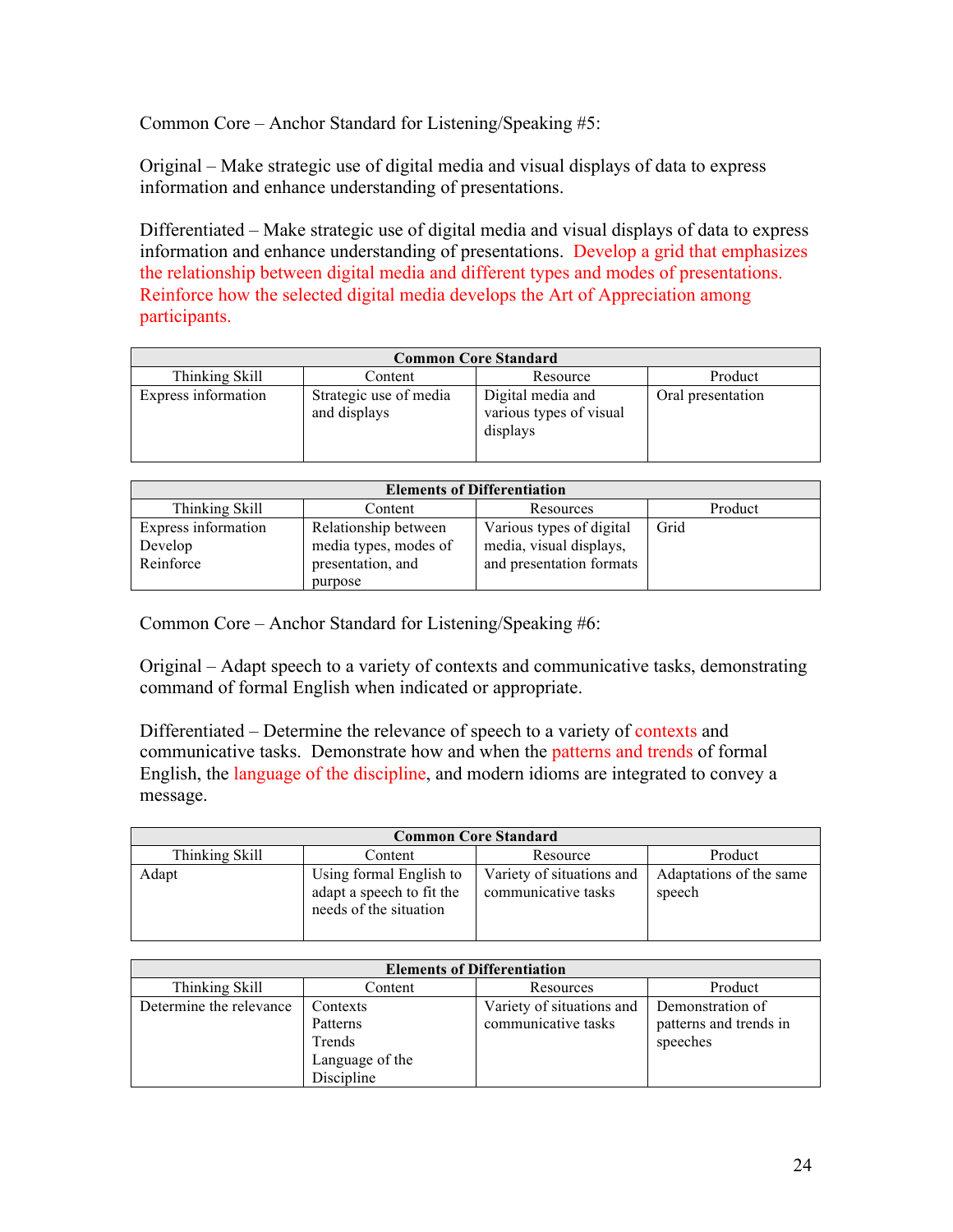Common Core – Anchor Standard for Listening/Speaking #5:

Original – Make strategic use of digital media and visual displays of data to express information and enhance understanding of presentations.

Differentiated – Make strategic use of digital media and visual displays of data to express information and enhance understanding of presentations. Develop a grid that emphasizes the relationship between digital media and different types and modes of presentations. Reinforce how the selected digital media develops the Art of Appreciation among participants.

| Common Core Standard | | | |
|---|---|---|---|
| Thinking Skill | Content | Resource | Product |
| Express information | Strategic use of media and displays | Digital media and various types of visual displays | Oral presentation |

| Elements of Differentiation | | | |
|---|---|---|---|
| Thinking Skill | Content | Resources | Product |
| Express information<br>Develop<br>Reinforce | Relationship between media types, modes of presentation, and purpose | Various types of digital media, visual displays, and presentation formats | Grid |

Common Core – Anchor Standard for Listening/Speaking #6:

Original – Adapt speech to a variety of contexts and communicative tasks, demonstrating command of formal English when indicated or appropriate.

Differentiated – Determine the relevance of speech to a variety of contexts and communicative tasks. Demonstrate how and when the patterns and trends of formal English, the language of the discipline, and modern idioms are integrated to convey a message.

| Common Core Standard | | | |
|---|---|---|---|
| Thinking Skill | Content | Resource | Product |
| Adapt | Using formal English to adapt a speech to fit the needs of the situation | Variety of situations and communicative tasks | Adaptations of the same speech |

| Elements of Differentiation | | | |
|---|---|---|---|
| Thinking Skill | Content | Resources | Product |
| Determine the relevance | Contexts<br>Patterns<br>Trends<br>Language of the Discipline | Variety of situations and communicative tasks | Demonstration of patterns and trends in speeches |